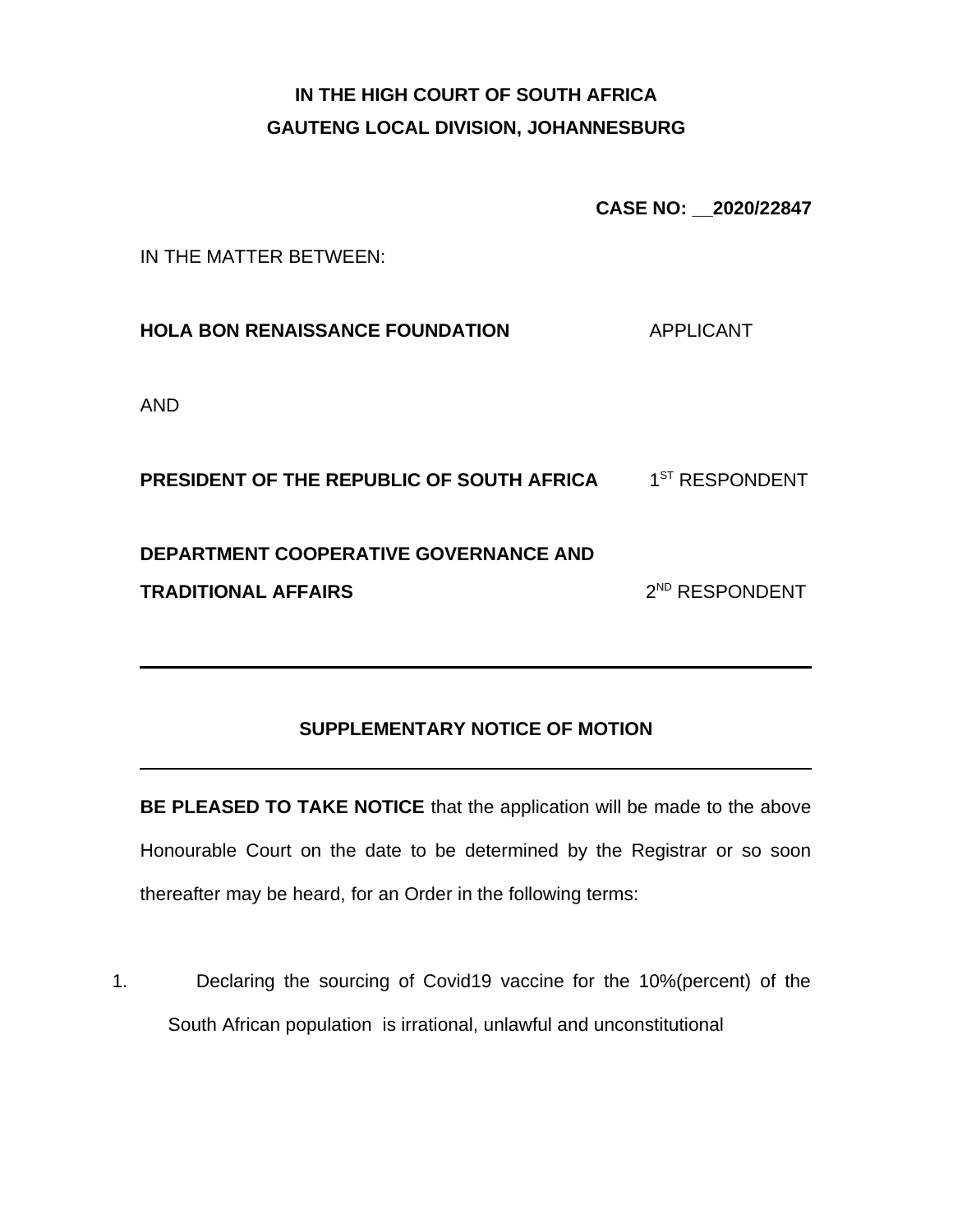**IN THE HIGH COURT OF SOUTH AFRICA**
**GAUTENG LOCAL DIVISION, JOHANNESBURG**

**CASE NO: __2020/22847**

IN THE MATTER BETWEEN:

**HOLA BON RENAISSANCE FOUNDATION** APPLICANT

AND

**PRESIDENT OF THE REPUBLIC OF SOUTH AFRICA** 1ST RESPONDENT

**DEPARTMENT COOPERATIVE GOVERNANCE AND TRADITIONAL AFFAIRS** 2ND RESPONDENT

---

**SUPPLEMENTARY NOTICE OF MOTION**

---

**BE PLEASED TO TAKE NOTICE** that the application will be made to the above Honourable Court on the date to be determined by the Registrar or so soon thereafter may be heard, for an Order in the following terms:

1. Declaring the sourcing of Covid19 vaccine for the 10%(percent) of the South African population is irrational, unlawful and unconstitutional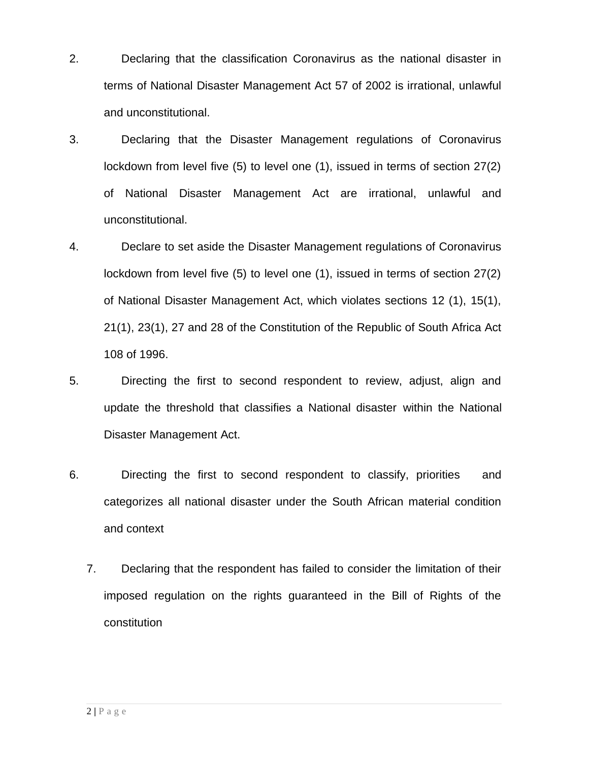2. Declaring that the classification Coronavirus as the national disaster in terms of National Disaster Management Act 57 of 2002 is irrational, unlawful and unconstitutional.

3. Declaring that the Disaster Management regulations of Coronavirus lockdown from level five (5) to level one (1), issued in terms of section 27(2) of National Disaster Management Act are irrational, unlawful and unconstitutional.

4. Declare to set aside the Disaster Management regulations of Coronavirus lockdown from level five (5) to level one (1), issued in terms of section 27(2) of National Disaster Management Act, which violates sections 12 (1), 15(1), 21(1), 23(1), 27 and 28 of the Constitution of the Republic of South Africa Act 108 of 1996.

5. Directing the first to second respondent to review, adjust, align and update the threshold that classifies a National disaster within the National Disaster Management Act.

6. Directing the first to second respondent to classify, priorities and categorizes all national disaster under the South African material condition and context

7. Declaring that the respondent has failed to consider the limitation of their imposed regulation on the rights guaranteed in the Bill of Rights of the constitution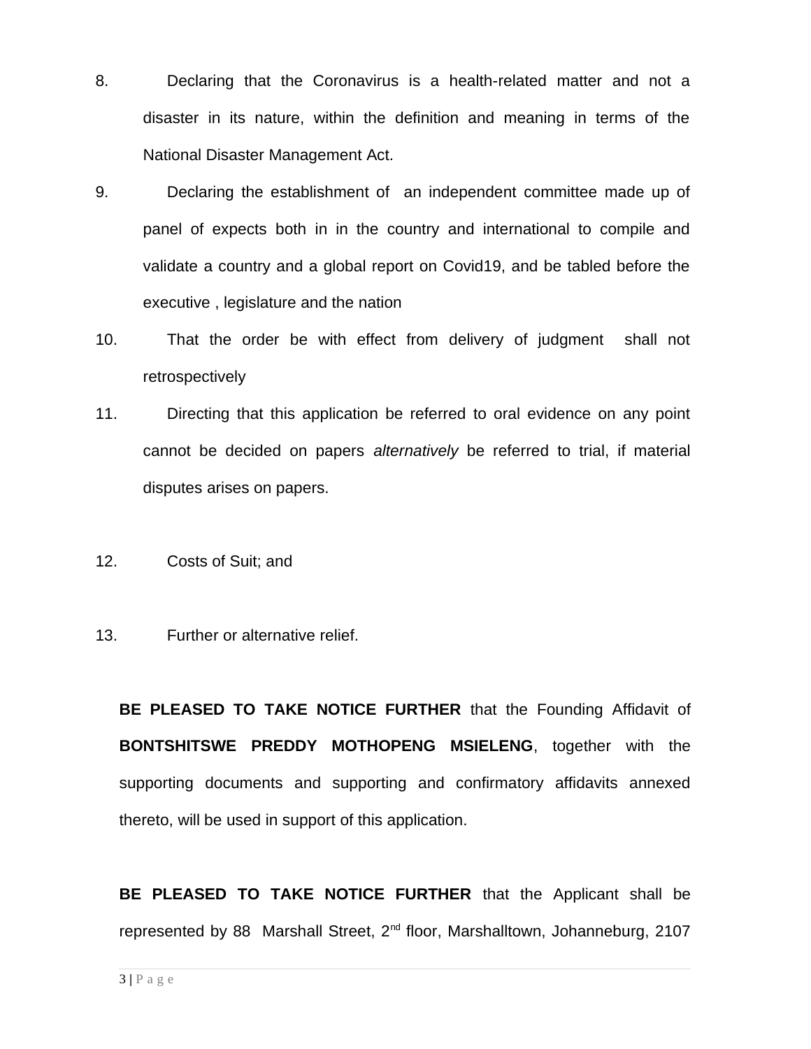8. Declaring that the Coronavirus is a health-related matter and not a disaster in its nature, within the definition and meaning in terms of the National Disaster Management Act.

9. Declaring the establishment of an independent committee made up of panel of expects both in in the country and international to compile and validate a country and a global report on Covid19, and be tabled before the executive , legislature and the nation

10. That the order be with effect from delivery of judgment shall not retrospectively

11. Directing that this application be referred to oral evidence on any point cannot be decided on papers *alternatively* be referred to trial, if material disputes arises on papers.

12. Costs of Suit; and

13. Further or alternative relief.

**BE PLEASED TO TAKE NOTICE FURTHER** that the Founding Affidavit of **BONTSHITSWE PREDDY MOTHOPENG MSIELENG**, together with the supporting documents and supporting and confirmatory affidavits annexed thereto, will be used in support of this application.

**BE PLEASED TO TAKE NOTICE FURTHER** that the Applicant shall be represented by 88 Marshall Street, 2nd floor, Marshalltown, Johanneburg, 2107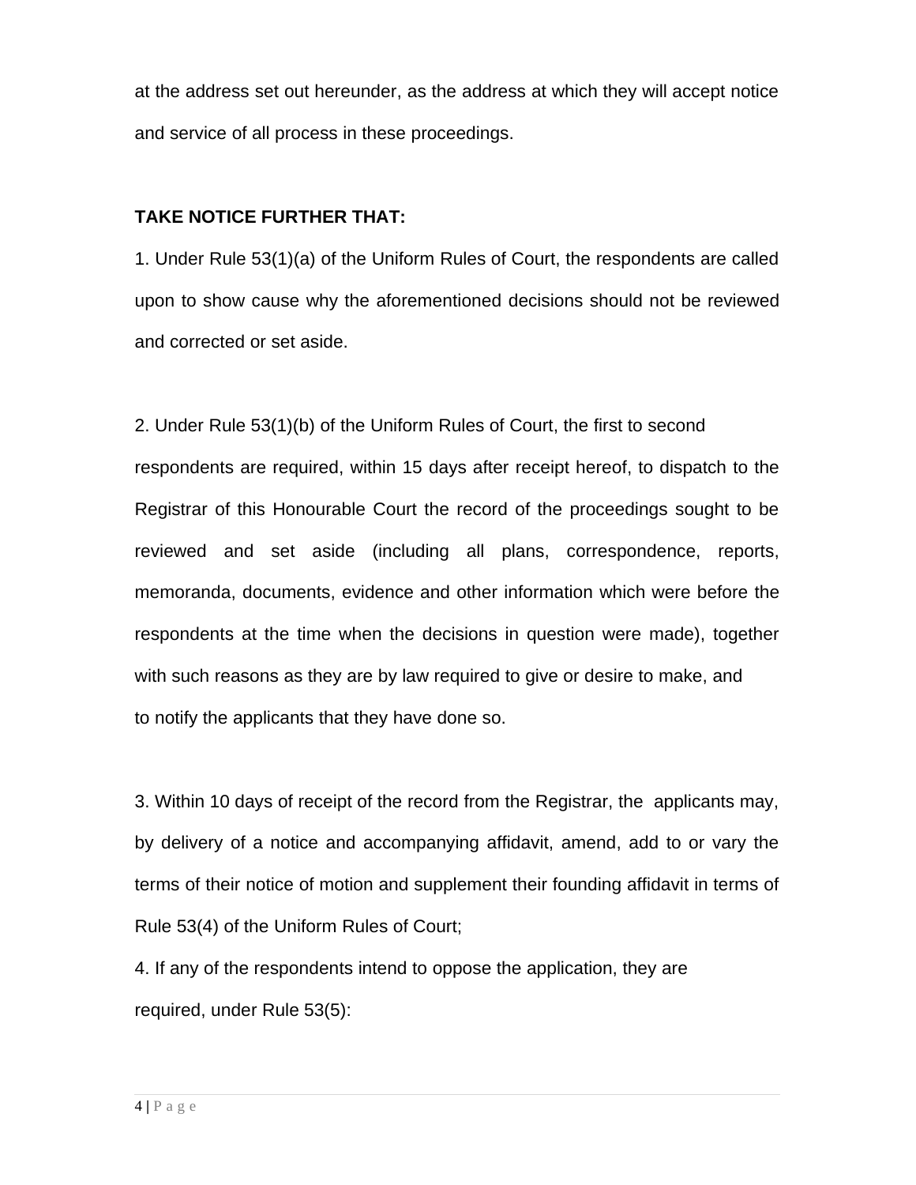at the address set out hereunder, as the address at which they will accept notice and service of all process in these proceedings.

**TAKE NOTICE FURTHER THAT:**

1. Under Rule 53(1)(a) of the Uniform Rules of Court, the respondents are called upon to show cause why the aforementioned decisions should not be reviewed and corrected or set aside.

2. Under Rule 53(1)(b) of the Uniform Rules of Court, the first to second respondents are required, within 15 days after receipt hereof, to dispatch to the Registrar of this Honourable Court the record of the proceedings sought to be reviewed and set aside (including all plans, correspondence, reports, memoranda, documents, evidence and other information which were before the respondents at the time when the decisions in question were made), together with such reasons as they are by law required to give or desire to make, and to notify the applicants that they have done so.

3. Within 10 days of receipt of the record from the Registrar, the applicants may, by delivery of a notice and accompanying affidavit, amend, add to or vary the terms of their notice of motion and supplement their founding affidavit in terms of Rule 53(4) of the Uniform Rules of Court;

4. If any of the respondents intend to oppose the application, they are required, under Rule 53(5):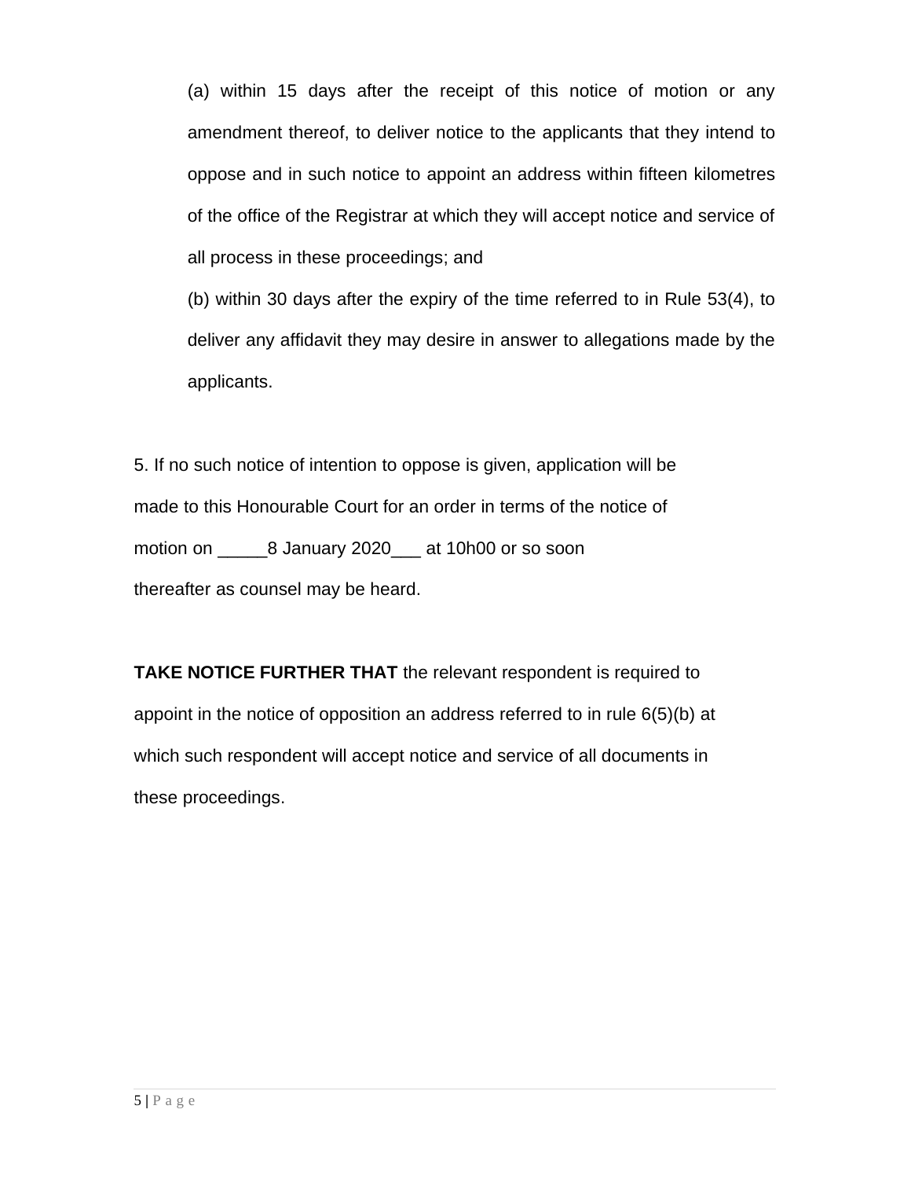(a) within 15 days after the receipt of this notice of motion or any amendment thereof, to deliver notice to the applicants that they intend to oppose and in such notice to appoint an address within fifteen kilometres of the office of the Registrar at which they will accept notice and service of all process in these proceedings; and

(b) within 30 days after the expiry of the time referred to in Rule 53(4), to deliver any affidavit they may desire in answer to allegations made by the applicants.

5. If no such notice of intention to oppose is given, application will be made to this Honourable Court for an order in terms of the notice of motion on _____8 January 2020___ at 10h00 or so soon thereafter as counsel may be heard.

**TAKE NOTICE FURTHER THAT** the relevant respondent is required to appoint in the notice of opposition an address referred to in rule 6(5)(b) at which such respondent will accept notice and service of all documents in these proceedings.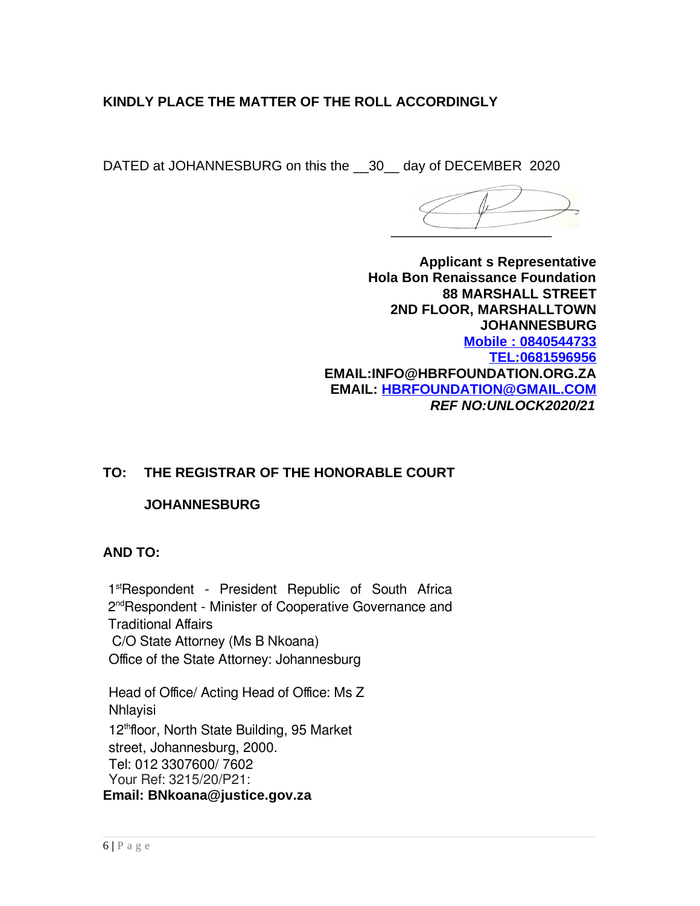**KINDLY PLACE THE MATTER OF THE ROLL ACCORDINGLY**

DATED at JOHANNESBURG on this the __30__ day of DECEMBER 2020

\_\_\_\_\_\_\_\_\_\_\_\_\_\_\_\_\_\_\_\_\_\_

**Applicant s Representative**
**Hola Bon Renaissance Foundation**
**88 MARSHALL STREET**
**2ND FLOOR, MARSHALLTOWN**
**JOHANNESBURG**
**Mobile : 0840544733**
**TEL:0681596956**
**EMAIL:INFO@HBRFOUNDATION.ORG.ZA**
**EMAIL: HBRFOUNDATION@GMAIL.COM**
***REF NO:UNLOCK2020/21***

**TO: THE REGISTRAR OF THE HONORABLE COURT**

**JOHANNESBURG**

**AND TO:**

1[st]Respondent - President Republic of South Africa
2[nd]Respondent - Minister of Cooperative Governance and Traditional Affairs
C/O State Attorney (Ms B Nkoana)
Office of the State Attorney: Johannesburg

Head of Office/ Acting Head of Office: Ms Z Nhlayisi
12[th]floor, North State Building, 95 Market street, Johannesburg, 2000.
Tel: 012 3307600/ 7602
Your Ref: 3215/20/P21:
**Email: BNkoana@justice.gov.za**